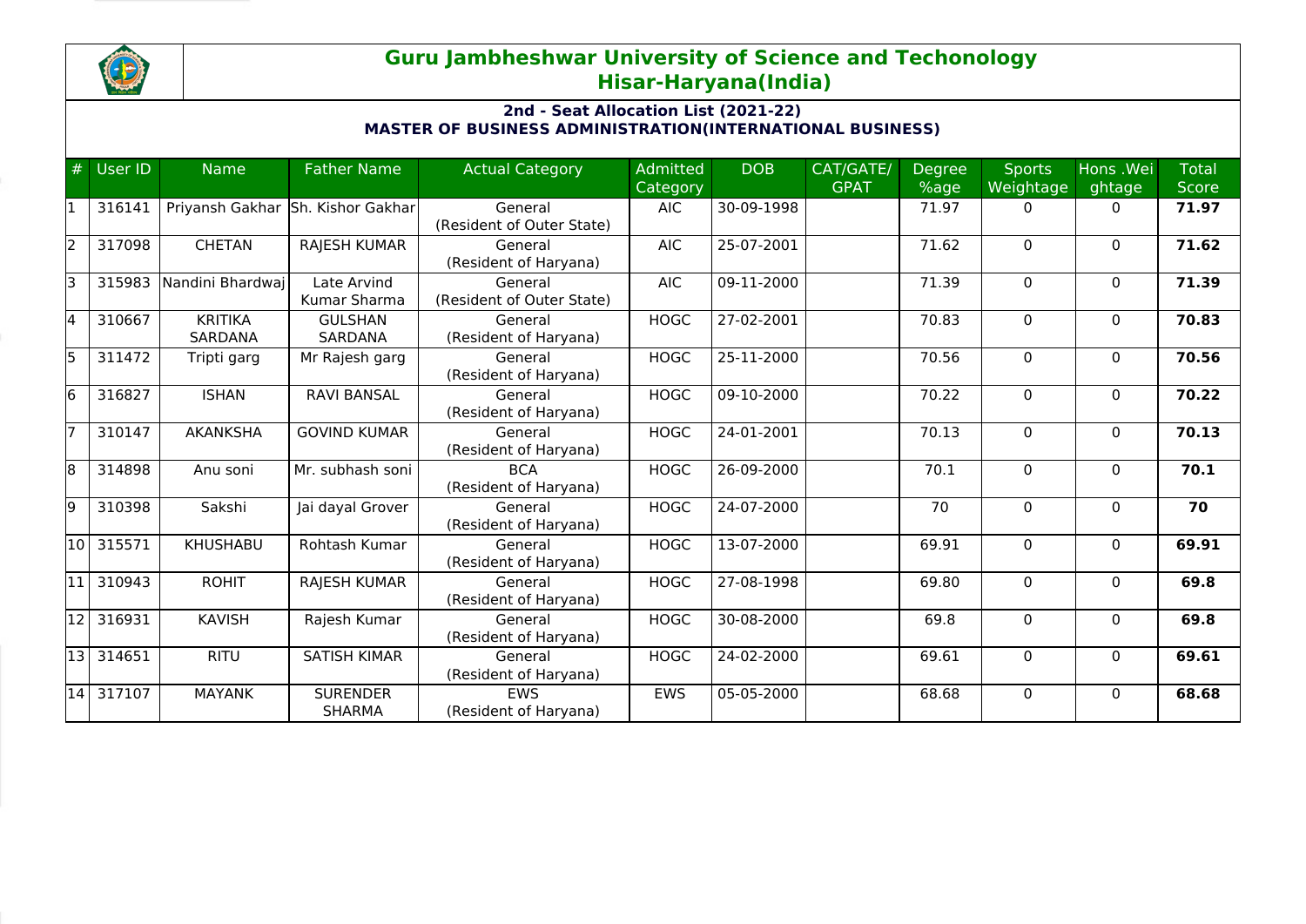# Guru Jambheshwar University of Science and Techonology
## Hisar-Haryana(India)

### 2nd - Seat Allocation List (2021-22)
### MASTER OF BUSINESS ADMINISTRATION(INTERNATIONAL BUSINESS)

| # | User ID | Name | Father Name | Actual Category | Admitted Category | DOB | CAT/GATE/ GPAT | Degree %age | Sports Weightage | Hons .Weightage | Total Score |
|---|---|---|---|---|---|---|---|---|---|---|---|
| 1 | 316141 | Priyansh Gakhar | Sh. Kishor Gakhar | General (Resident of Outer State) | AIC | 30-09-1998 | | 71.97 | 0 | 0 | **71.97** |
| 2 | 317098 | CHETAN | RAJESH KUMAR | General (Resident of Haryana) | AIC | 25-07-2001 | | 71.62 | 0 | 0 | **71.62** |
| 3 | 315983 | Nandini Bhardwaj | Late Arvind Kumar Sharma | General (Resident of Outer State) | AIC | 09-11-2000 | | 71.39 | 0 | 0 | **71.39** |
| 4 | 310667 | KRITIKA SARDANA | GULSHAN SARDANA | General (Resident of Haryana) | HOGC | 27-02-2001 | | 70.83 | 0 | 0 | **70.83** |
| 5 | 311472 | Tripti garg | Mr Rajesh garg | General (Resident of Haryana) | HOGC | 25-11-2000 | | 70.56 | 0 | 0 | **70.56** |
| 6 | 316827 | ISHAN | RAVI BANSAL | General (Resident of Haryana) | HOGC | 09-10-2000 | | 70.22 | 0 | 0 | **70.22** |
| 7 | 310147 | AKANKSHA | GOVIND KUMAR | General (Resident of Haryana) | HOGC | 24-01-2001 | | 70.13 | 0 | 0 | **70.13** |
| 8 | 314898 | Anu soni | Mr. subhash soni | BCA (Resident of Haryana) | HOGC | 26-09-2000 | | 70.1 | 0 | 0 | **70.1** |
| 9 | 310398 | Sakshi | Jai dayal Grover | General (Resident of Haryana) | HOGC | 24-07-2000 | | 70 | 0 | 0 | **70** |
| 10 | 315571 | KHUSHABU | Rohtash Kumar | General (Resident of Haryana) | HOGC | 13-07-2000 | | 69.91 | 0 | 0 | **69.91** |
| 11 | 310943 | ROHIT | RAJESH KUMAR | General (Resident of Haryana) | HOGC | 27-08-1998 | | 69.80 | 0 | 0 | **69.8** |
| 12 | 316931 | KAVISH | Rajesh Kumar | General (Resident of Haryana) | HOGC | 30-08-2000 | | 69.8 | 0 | 0 | **69.8** |
| 13 | 314651 | RITU | SATISH KIMAR | General (Resident of Haryana) | HOGC | 24-02-2000 | | 69.61 | 0 | 0 | **69.61** |
| 14 | 317107 | MAYANK | SURENDER SHARMA | EWS (Resident of Haryana) | EWS | 05-05-2000 | | 68.68 | 0 | 0 | **68.68** |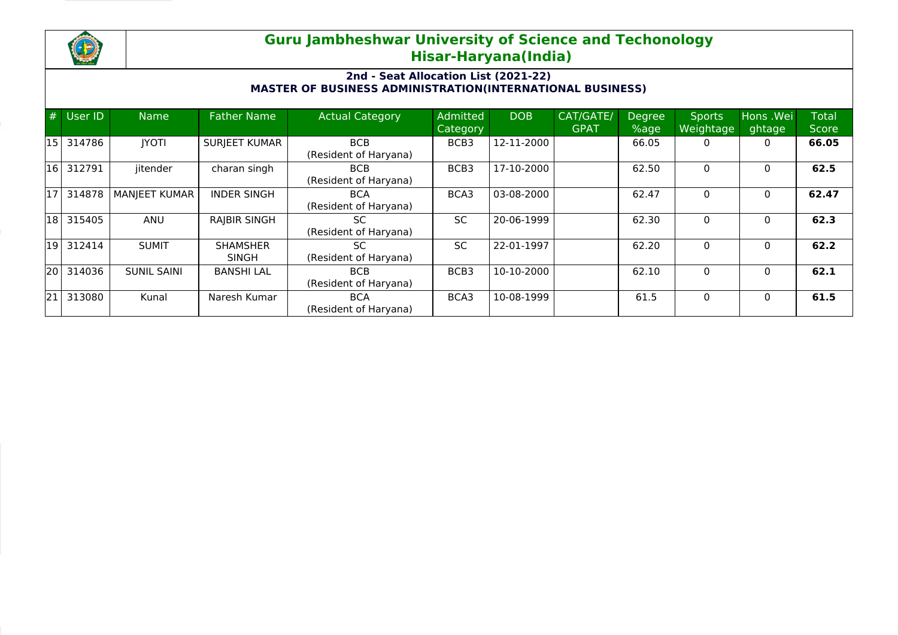# Guru Jambheshwar University of Science and Techonology
## Hisar-Haryana(India)

### 2nd - Seat Allocation List (2021-22)
### MASTER OF BUSINESS ADMINISTRATION(INTERNATIONAL BUSINESS)

| # | User ID | Name | Father Name | Actual Category | Admitted Category | DOB | CAT/GATE/ GPAT | Degree %age | Sports Weightage | Hons .Weightage | Total Score |
|---|---|---|---|---|---|---|---|---|---|---|---|
| 15 | 314786 | JYOTI | SURJEET KUMAR | BCB (Resident of Haryana) | BCB3 | 12-11-2000 | | 66.05 | 0 | 0 | **66.05** |
| 16 | 312791 | jitender | charan singh | BCB (Resident of Haryana) | BCB3 | 17-10-2000 | | 62.50 | 0 | 0 | **62.5** |
| 17 | 314878 | MANJEET KUMAR | INDER SINGH | BCA (Resident of Haryana) | BCA3 | 03-08-2000 | | 62.47 | 0 | 0 | **62.47** |
| 18 | 315405 | ANU | RAJBIR SINGH | SC (Resident of Haryana) | SC | 20-06-1999 | | 62.30 | 0 | 0 | **62.3** |
| 19 | 312414 | SUMIT | SHAMSHER SINGH | SC (Resident of Haryana) | SC | 22-01-1997 | | 62.20 | 0 | 0 | **62.2** |
| 20 | 314036 | SUNIL SAINI | BANSHI LAL | BCB (Resident of Haryana) | BCB3 | 10-10-2000 | | 62.10 | 0 | 0 | **62.1** |
| 21 | 313080 | Kunal | Naresh Kumar | BCA (Resident of Haryana) | BCA3 | 10-08-1999 | | 61.5 | 0 | 0 | **61.5** |